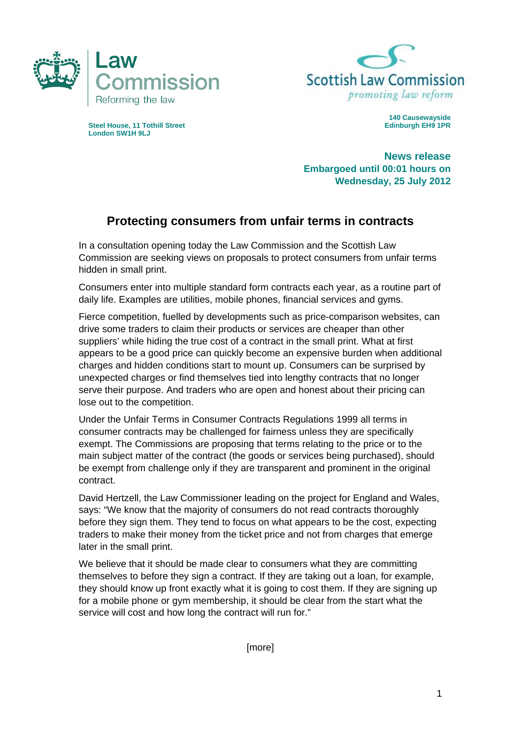Law Commission
Reforming the law

Scottish Law Commission
*promoting law reform*

**Steel House, 11 Tothill Street**
**London SW1H 9LJ**

**140 Causewayside**
**Edinburgh EH9 1PR**

**News release**
**Embargoed until 00:01 hours on**
**Wednesday, 25 July 2012**

## Protecting consumers from unfair terms in contracts

In a consultation opening today the Law Commission and the Scottish Law Commission are seeking views on proposals to protect consumers from unfair terms hidden in small print.

Consumers enter into multiple standard form contracts each year, as a routine part of daily life. Examples are utilities, mobile phones, financial services and gyms.

Fierce competition, fuelled by developments such as price-comparison websites, can drive some traders to claim their products or services are cheaper than other suppliers' while hiding the true cost of a contract in the small print. What at first appears to be a good price can quickly become an expensive burden when additional charges and hidden conditions start to mount up. Consumers can be surprised by unexpected charges or find themselves tied into lengthy contracts that no longer serve their purpose. And traders who are open and honest about their pricing can lose out to the competition.

Under the Unfair Terms in Consumer Contracts Regulations 1999 all terms in consumer contracts may be challenged for fairness unless they are specifically exempt. The Commissions are proposing that terms relating to the price or to the main subject matter of the contract (the goods or services being purchased), should be exempt from challenge only if they are transparent and prominent in the original contract.

David Hertzell, the Law Commissioner leading on the project for England and Wales, says: "We know that the majority of consumers do not read contracts thoroughly before they sign them. They tend to focus on what appears to be the cost, expecting traders to make their money from the ticket price and not from charges that emerge later in the small print.

We believe that it should be made clear to consumers what they are committing themselves to before they sign a contract. If they are taking out a loan, for example, they should know up front exactly what it is going to cost them. If they are signing up for a mobile phone or gym membership, it should be clear from the start what the service will cost and how long the contract will run for."

[more]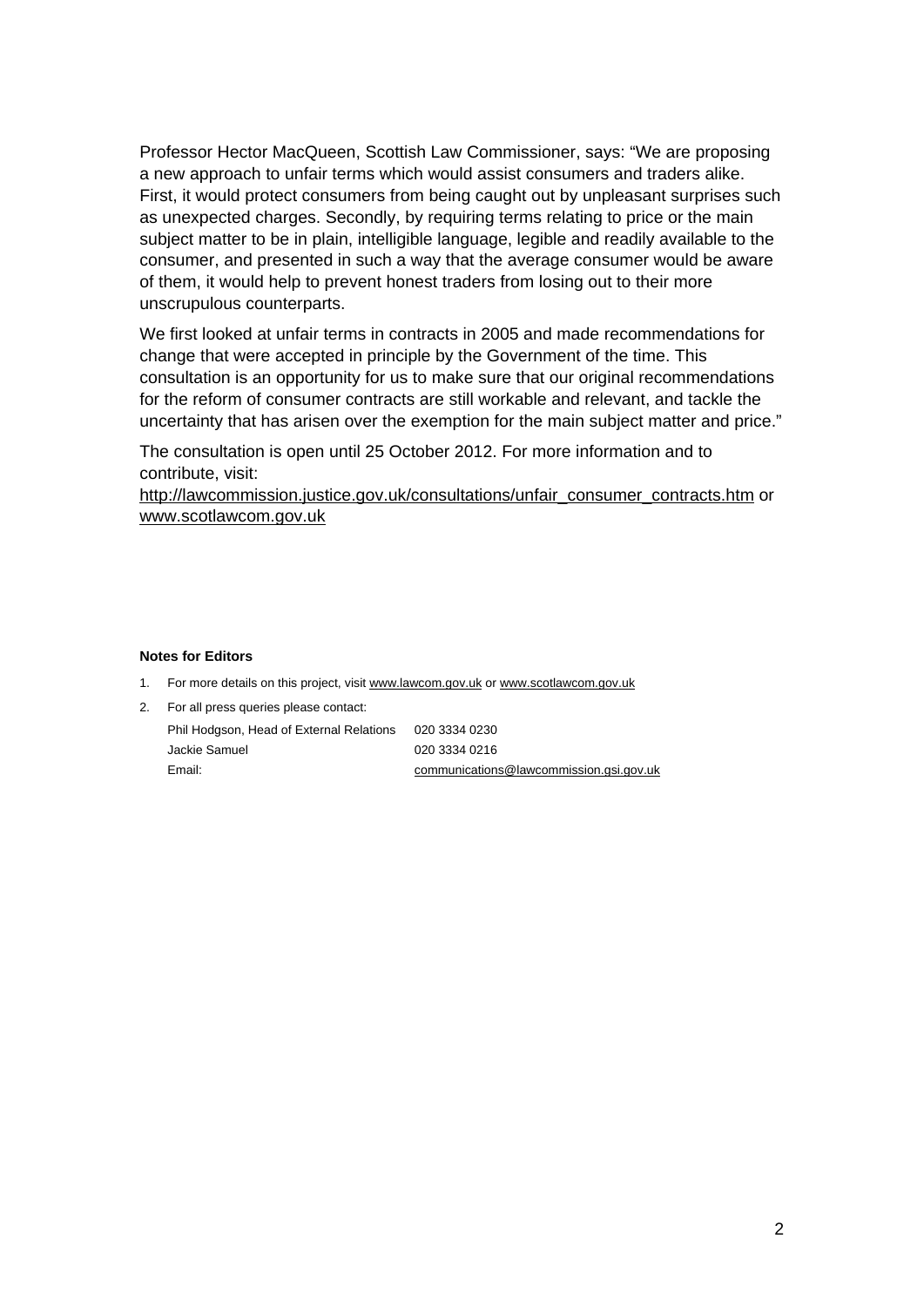Professor Hector MacQueen, Scottish Law Commissioner, says: "We are proposing a new approach to unfair terms which would assist consumers and traders alike. First, it would protect consumers from being caught out by unpleasant surprises such as unexpected charges. Secondly, by requiring terms relating to price or the main subject matter to be in plain, intelligible language, legible and readily available to the consumer, and presented in such a way that the average consumer would be aware of them, it would help to prevent honest traders from losing out to their more unscrupulous counterparts.

We first looked at unfair terms in contracts in 2005 and made recommendations for change that were accepted in principle by the Government of the time. This consultation is an opportunity for us to make sure that our original recommendations for the reform of consumer contracts are still workable and relevant, and tackle the uncertainty that has arisen over the exemption for the main subject matter and price."

The consultation is open until 25 October 2012. For more information and to contribute, visit: http://lawcommission.justice.gov.uk/consultations/unfair_consumer_contracts.htm or www.scotlawcom.gov.uk

**Notes for Editors**

1. For more details on this project, visit www.lawcom.gov.uk or www.scotlawcom.gov.uk
2. For all press queries please contact:

| | |
|---|---|
| Phil Hodgson, Head of External Relations | 020 3334 0230 |
| Jackie Samuel | 020 3334 0216 |
| Email: | communications@lawcommission.gsi.gov.uk |